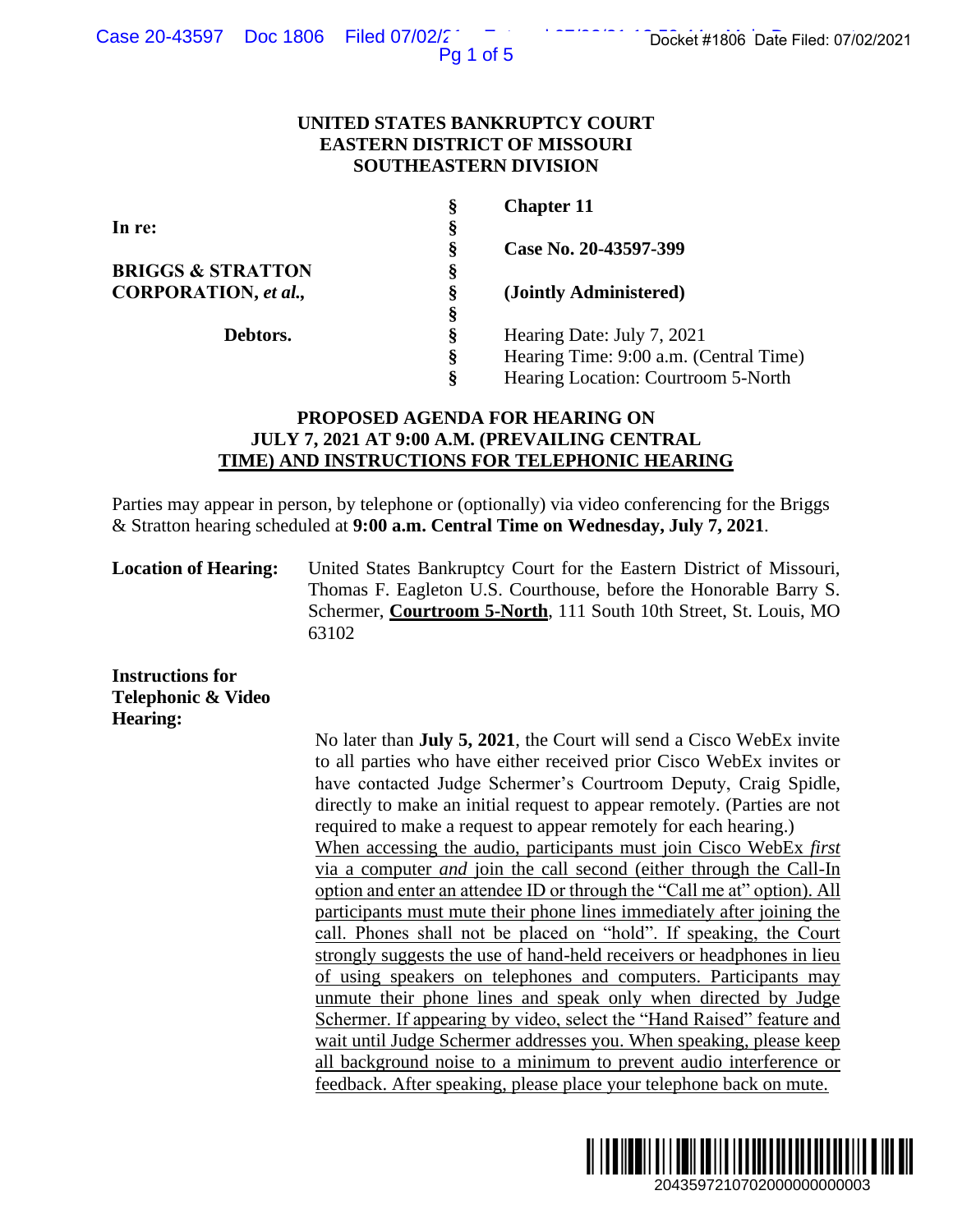**UNITED STATES BANKRUPTCY COURT**
**EASTERN DISTRICT OF MISSOURI**
**SOUTHEASTERN DIVISION**

| | | |
|---|---|---|
| **In re:** | § | **Chapter 11** |
| | § | |
| **BRIGGS & STRATTON CORPORATION, *et al.*,** | § | **Case No. 20-43597-399** |
| | § | |
| **Debtors.** | § | **(Jointly Administered)** |
| | § | |
| | § | Hearing Date: July 7, 2021 |
| | § | Hearing Time: 9:00 a.m. (Central Time) |
| | § | Hearing Location: Courtroom 5-North |

**PROPOSED AGENDA FOR HEARING ON JULY 7, 2021 AT 9:00 A.M. (PREVAILING CENTRAL TIME) AND INSTRUCTIONS FOR TELEPHONIC HEARING**

Parties may appear in person, by telephone or (optionally) via video conferencing for the Briggs & Stratton hearing scheduled at **9:00 a.m. Central Time on Wednesday, July 7, 2021**.

**Location of Hearing:** United States Bankruptcy Court for the Eastern District of Missouri, Thomas F. Eagleton U.S. Courthouse, before the Honorable Barry S. Schermer, **Courtroom 5-North**, 111 South 10th Street, St. Louis, MO 63102

**Instructions for Telephonic & Video Hearing:**

No later than **July 5, 2021**, the Court will send a Cisco WebEx invite to all parties who have either received prior Cisco WebEx invites or have contacted Judge Schermer's Courtroom Deputy, Craig Spidle, directly to make an initial request to appear remotely. (Parties are not required to make a request to appear remotely for each hearing.)
When accessing the audio, participants must join Cisco WebEx *first* via a computer *and* join the call second (either through the Call-In option and enter an attendee ID or through the "Call me at" option). All participants must mute their phone lines immediately after joining the call. Phones shall not be placed on "hold". If speaking, the Court strongly suggests the use of hand-held receivers or headphones in lieu of using speakers on telephones and computers. Participants may unmute their phone lines and speak only when directed by Judge Schermer. If appearing by video, select the "Hand Raised" feature and wait until Judge Schermer addresses you. When speaking, please keep all background noise to a minimum to prevent audio interference or feedback. After speaking, please place your telephone back on mute.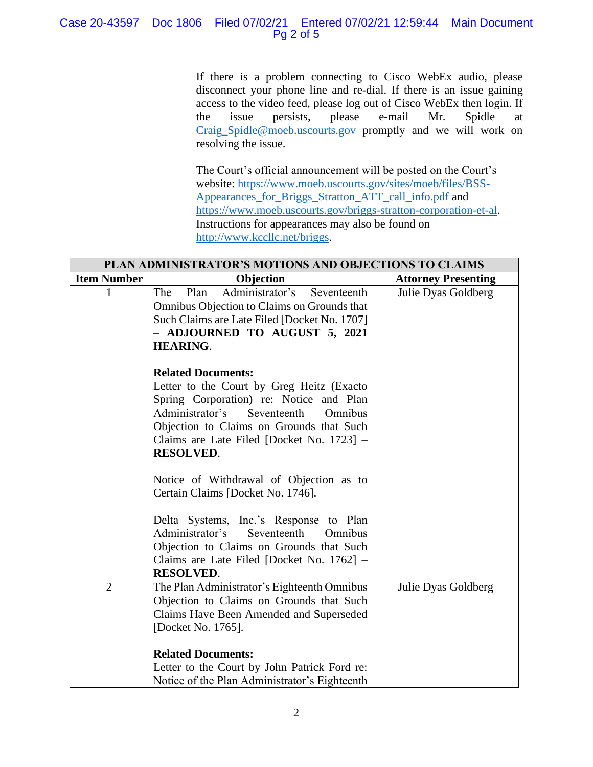If there is a problem connecting to Cisco WebEx audio, please disconnect your phone line and re-dial. If there is an issue gaining access to the video feed, please log out of Cisco WebEx then login. If the issue persists, please e-mail Mr. Spidle at Craig_Spidle@moeb.uscourts.gov promptly and we will work on resolving the issue.

The Court's official announcement will be posted on the Court's website: https://www.moeb.uscourts.gov/sites/moeb/files/BSS-Appearances_for_Briggs_Stratton_ATT_call_info.pdf and https://www.moeb.uscourts.gov/briggs-stratton-corporation-et-al. Instructions for appearances may also be found on http://www.kccllc.net/briggs.

| **PLAN ADMINISTRATOR'S MOTIONS AND OBJECTIONS TO CLAIMS** | | |
|---|---|---|
| **Item Number** | **Objection** | **Attorney Presenting** |
| 1 | The Plan Administrator's Seventeenth Omnibus Objection to Claims on Grounds that Such Claims are Late Filed [Docket No. 1707] – **ADJOURNED TO AUGUST 5, 2021 HEARING**.<br><br>**Related Documents:**<br>Letter to the Court by Greg Heitz (Exacto Spring Corporation) re: Notice and Plan Administrator's Seventeenth Omnibus Objection to Claims on Grounds that Such Claims are Late Filed [Docket No. 1723] – **RESOLVED**.<br><br>Notice of Withdrawal of Objection as to Certain Claims [Docket No. 1746].<br><br>Delta Systems, Inc.'s Response to Plan Administrator's Seventeenth Omnibus Objection to Claims on Grounds that Such Claims are Late Filed [Docket No. 1762] – **RESOLVED**. | Julie Dyas Goldberg |
| 2 | The Plan Administrator's Eighteenth Omnibus Objection to Claims on Grounds that Such Claims Have Been Amended and Superseded [Docket No. 1765].<br><br>**Related Documents:**<br>Letter to the Court by John Patrick Ford re: Notice of the Plan Administrator's Eighteenth | Julie Dyas Goldberg |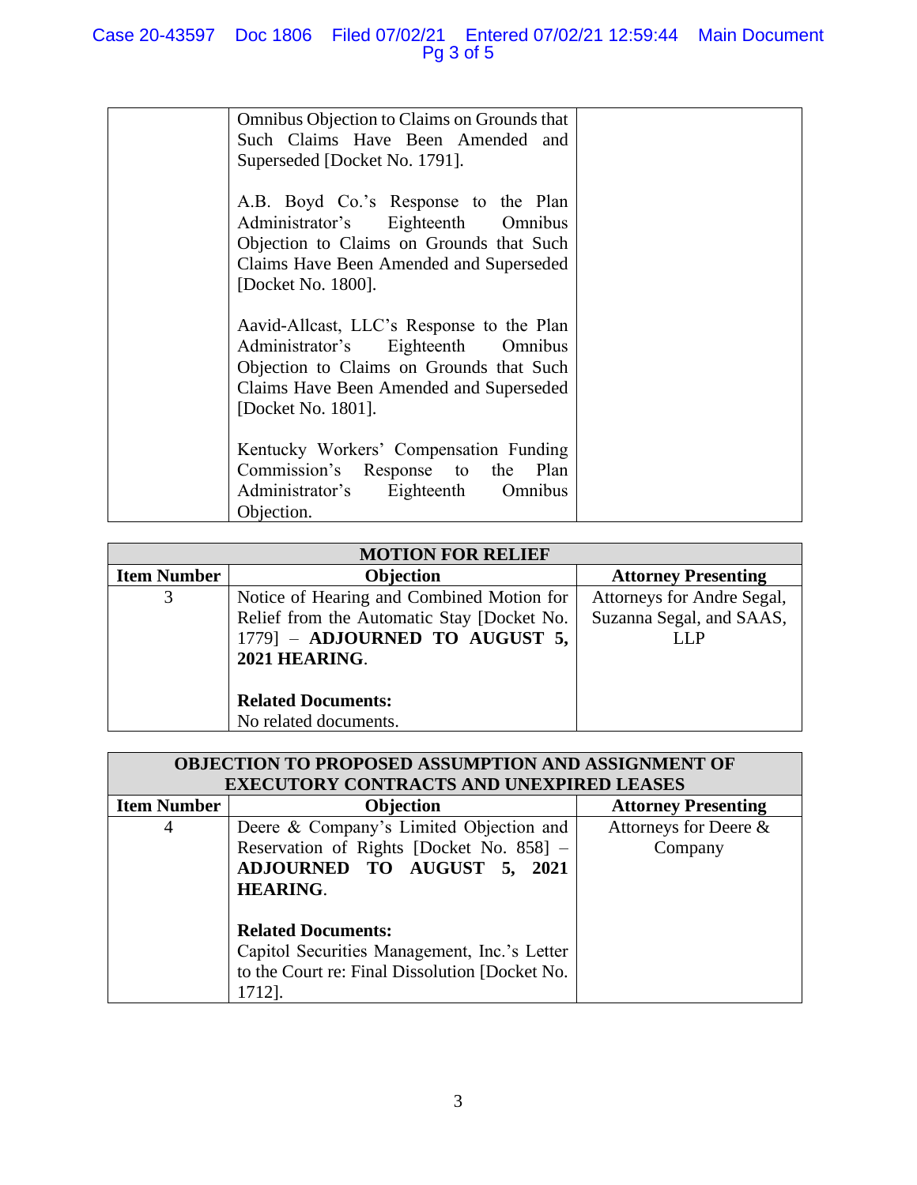| | | |
|---|---|---|
| | Omnibus Objection to Claims on Grounds that Such Claims Have Been Amended and Superseded [Docket No. 1791].<br><br>A.B. Boyd Co.'s Response to the Plan Administrator's Eighteenth Omnibus Objection to Claims on Grounds that Such Claims Have Been Amended and Superseded [Docket No. 1800].<br><br>Aavid-Allcast, LLC's Response to the Plan Administrator's Eighteenth Omnibus Objection to Claims on Grounds that Such Claims Have Been Amended and Superseded [Docket No. 1801].<br><br>Kentucky Workers' Compensation Funding Commission's Response to the Plan Administrator's Eighteenth Omnibus Objection. | |

| **MOTION FOR RELIEF** | | |
|---|---|---|
| **Item Number** | **Objection** | **Attorney Presenting** |
| 3 | Notice of Hearing and Combined Motion for Relief from the Automatic Stay [Docket No. 1779] – **ADJOURNED TO AUGUST 5, 2021 HEARING**.<br><br>**Related Documents:**<br>No related documents. | Attorneys for Andre Segal, Suzanna Segal, and SAAS, LLP |

| **OBJECTION TO PROPOSED ASSUMPTION AND ASSIGNMENT OF EXECUTORY CONTRACTS AND UNEXPIRED LEASES** | | |
|---|---|---|
| **Item Number** | **Objection** | **Attorney Presenting** |
| 4 | Deere & Company's Limited Objection and Reservation of Rights [Docket No. 858] – **ADJOURNED TO AUGUST 5, 2021 HEARING**.<br><br>**Related Documents:**<br>Capitol Securities Management, Inc.'s Letter to the Court re: Final Dissolution [Docket No. 1712]. | Attorneys for Deere & Company |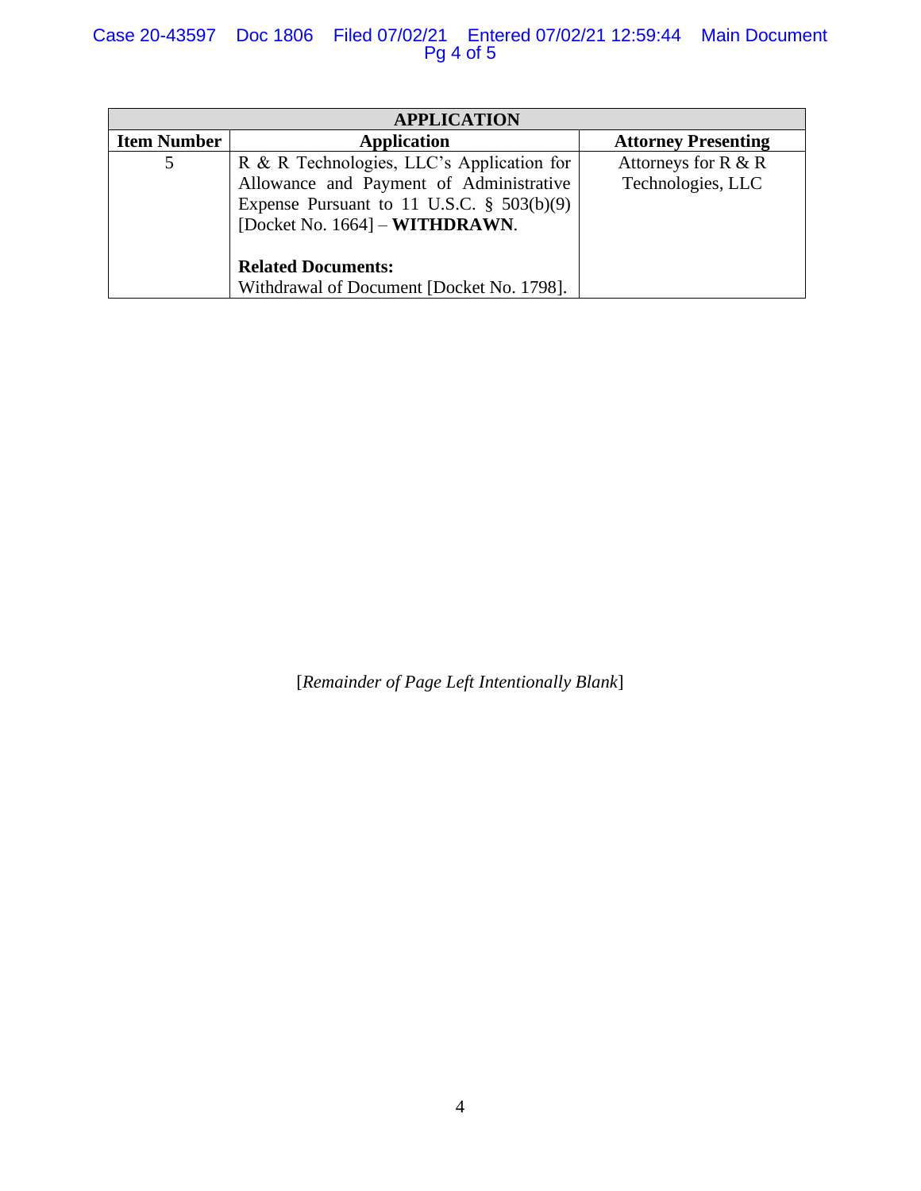| APPLICATION | | |
|---|---|---|
| **Item Number** | **Application** | **Attorney Presenting** |
| 5 | R & R Technologies, LLC's Application for Allowance and Payment of Administrative Expense Pursuant to 11 U.S.C. § 503(b)(9) [Docket No. 1664] – **WITHDRAWN**.<br><br>**Related Documents:**<br>Withdrawal of Document [Docket No. 1798]. | Attorneys for R & R Technologies, LLC |

[*Remainder of Page Left Intentionally Blank*]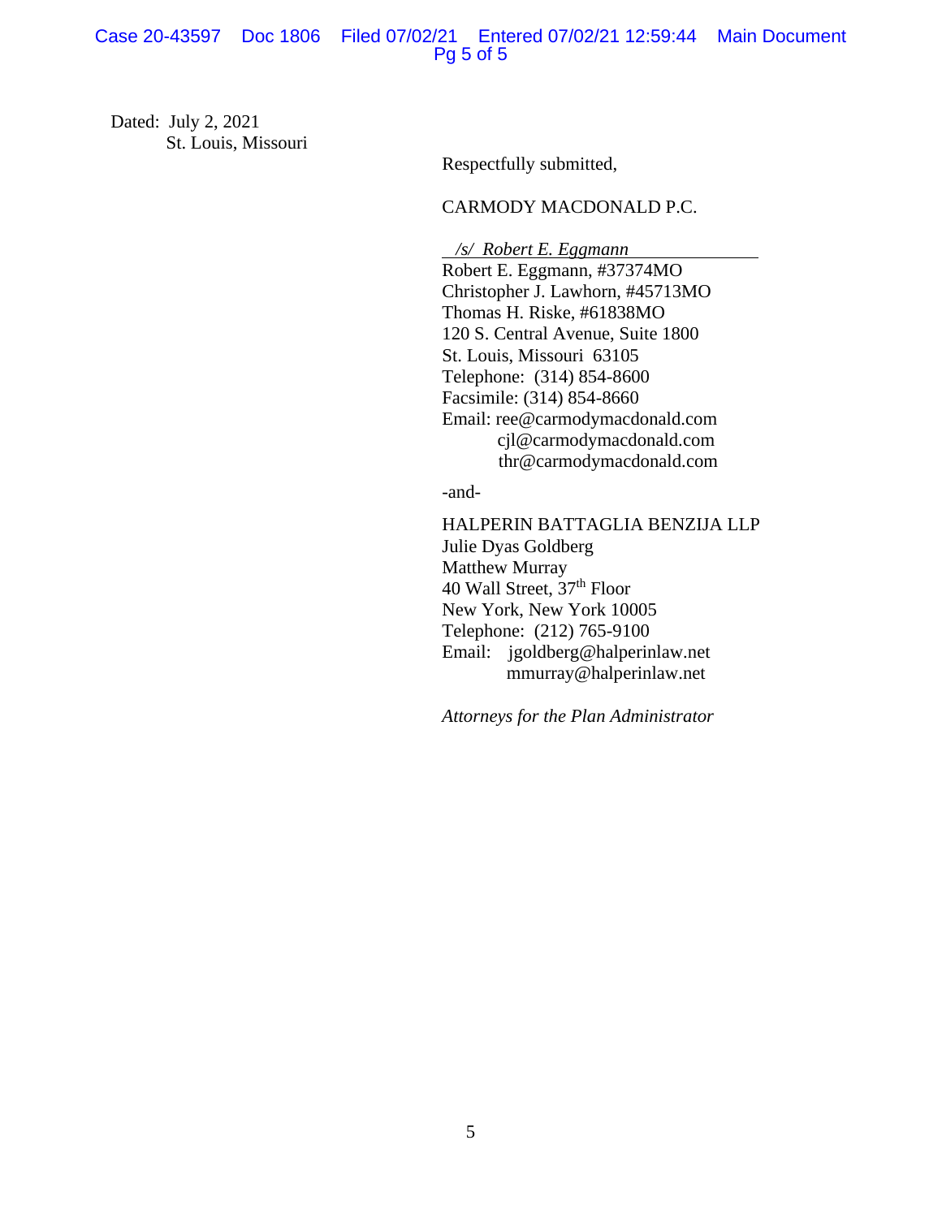Dated: July 2, 2021
St. Louis, Missouri

Respectfully submitted,

CARMODY MACDONALD P.C.

*/s/ Robert E. Eggmann*
Robert E. Eggmann, #37374MO
Christopher J. Lawhorn, #45713MO
Thomas H. Riske, #61838MO
120 S. Central Avenue, Suite 1800
St. Louis, Missouri 63105
Telephone: (314) 854-8600
Facsimile: (314) 854-8660
Email: ree@carmodymacdonald.com
cjl@carmodymacdonald.com
thr@carmodymacdonald.com

-and-

HALPERIN BATTAGLIA BENZIJA LLP
Julie Dyas Goldberg
Matthew Murray
40 Wall Street, 37th Floor
New York, New York 10005
Telephone: (212) 765-9100
Email: jgoldberg@halperinlaw.net
mmurray@halperinlaw.net

*Attorneys for the Plan Administrator*